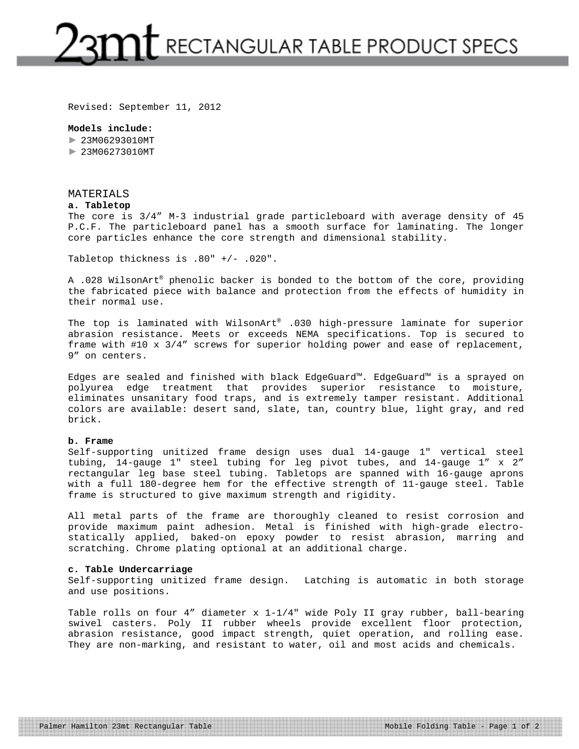# 23mt RECTANGULAR TABLE PRODUCT SPECS

Revised: September 11, 2012

**Models include:**

- ► 23M06293010MT
- ► 23M06273010MT

## MATERIALS

**a. Tabletop**

The core is 3/4" M-3 industrial grade particleboard with average density of 45 P.C.F. The particleboard panel has a smooth surface for laminating. The longer core particles enhance the core strength and dimensional stability.

Tabletop thickness is .80" +/- .020".

A .028 WilsonArt® phenolic backer is bonded to the bottom of the core, providing the fabricated piece with balance and protection from the effects of humidity in their normal use.

The top is laminated with WilsonArt® .030 high-pressure laminate for superior abrasion resistance. Meets or exceeds NEMA specifications. Top is secured to frame with #10 x 3/4" screws for superior holding power and ease of replacement, 9" on centers.

Edges are sealed and finished with black EdgeGuard™. EdgeGuard™ is a sprayed on polyurea edge treatment that provides superior resistance to moisture, eliminates unsanitary food traps, and is extremely tamper resistant. Additional colors are available: desert sand, slate, tan, country blue, light gray, and red brick.

**b. Frame**

Self-supporting unitized frame design uses dual 14-gauge 1" vertical steel tubing, 14-gauge 1" steel tubing for leg pivot tubes, and 14-gauge 1" x 2" rectangular leg base steel tubing. Tabletops are spanned with 16-gauge aprons with a full 180-degree hem for the effective strength of 11-gauge steel. Table frame is structured to give maximum strength and rigidity.

All metal parts of the frame are thoroughly cleaned to resist corrosion and provide maximum paint adhesion. Metal is finished with high-grade electro-statically applied, baked-on epoxy powder to resist abrasion, marring and scratching. Chrome plating optional at an additional charge.

**c. Table Undercarriage**

Self-supporting unitized frame design. Latching is automatic in both storage and use positions.

Table rolls on four 4" diameter x 1-1/4" wide Poly II gray rubber, ball-bearing swivel casters. Poly II rubber wheels provide excellent floor protection, abrasion resistance, good impact strength, quiet operation, and rolling ease. They are non-marking, and resistant to water, oil and most acids and chemicals.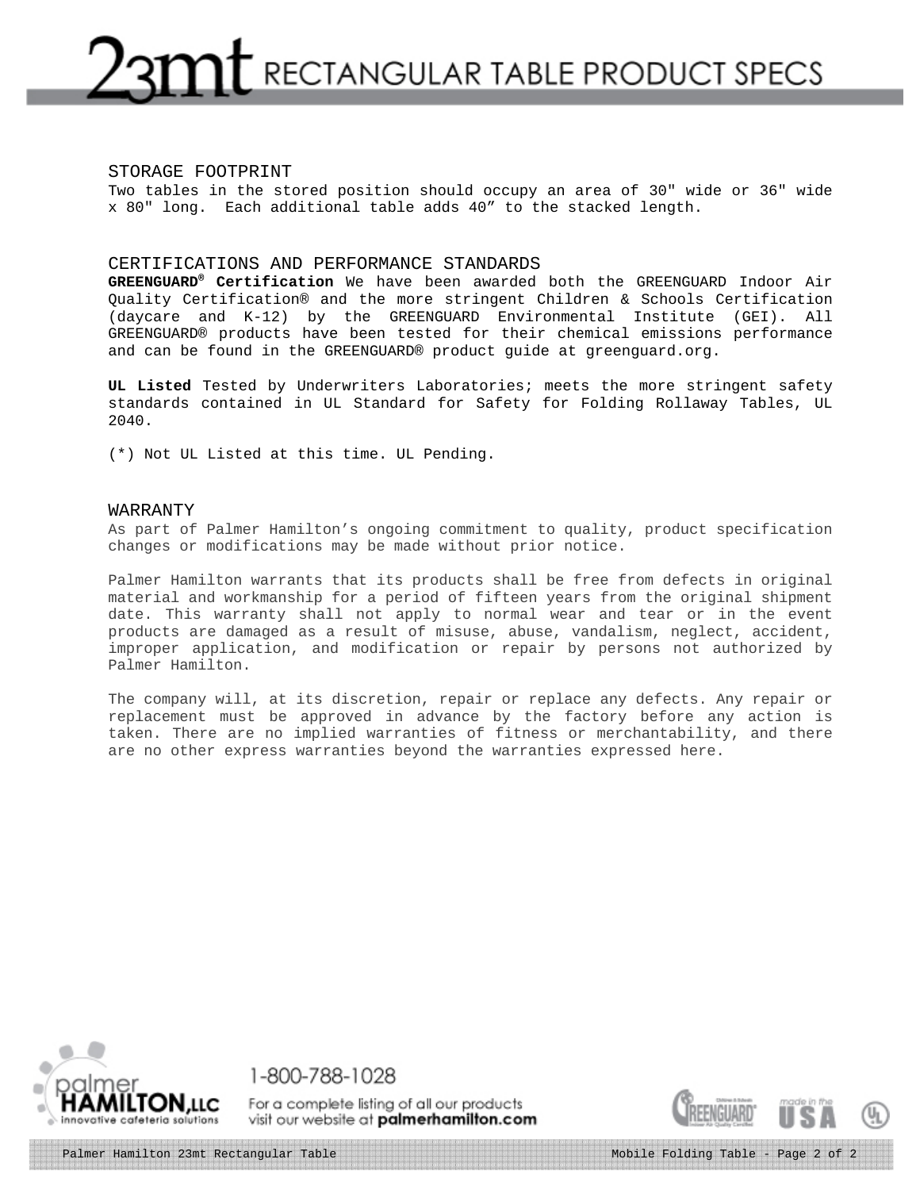# 23mt RECTANGULAR TABLE PRODUCT SPECS

## STORAGE FOOTPRINT

Two tables in the stored position should occupy an area of 30" wide or 36" wide x 80" long. Each additional table adds 40” to the stacked length.

## CERTIFICATIONS AND PERFORMANCE STANDARDS

**GREENGUARD® Certification** We have been awarded both the GREENGUARD Indoor Air Quality Certification® and the more stringent Children & Schools Certification (daycare and K-12) by the GREENGUARD Environmental Institute (GEI). All GREENGUARD® products have been tested for their chemical emissions performance and can be found in the GREENGUARD® product guide at greenguard.org.

**UL Listed** Tested by Underwriters Laboratories; meets the more stringent safety standards contained in UL Standard for Safety for Folding Rollaway Tables, UL 2040.

(*) Not UL Listed at this time. UL Pending.

## WARRANTY

As part of Palmer Hamilton’s ongoing commitment to quality, product specification changes or modifications may be made without prior notice.

Palmer Hamilton warrants that its products shall be free from defects in original material and workmanship for a period of fifteen years from the original shipment date. This warranty shall not apply to normal wear and tear or in the event products are damaged as a result of misuse, abuse, vandalism, neglect, accident, improper application, and modification or repair by persons not authorized by Palmer Hamilton.

The company will, at its discretion, repair or replace any defects. Any repair or replacement must be approved in advance by the factory before any action is taken. There are no implied warranties of fitness or merchantability, and there are no other express warranties beyond the warranties expressed here.

palmer HAMILTON,LLC
innovative cafeteria solutions

1-800-788-1028

For a complete listing of all our products visit our website at **palmerhamilton.com**